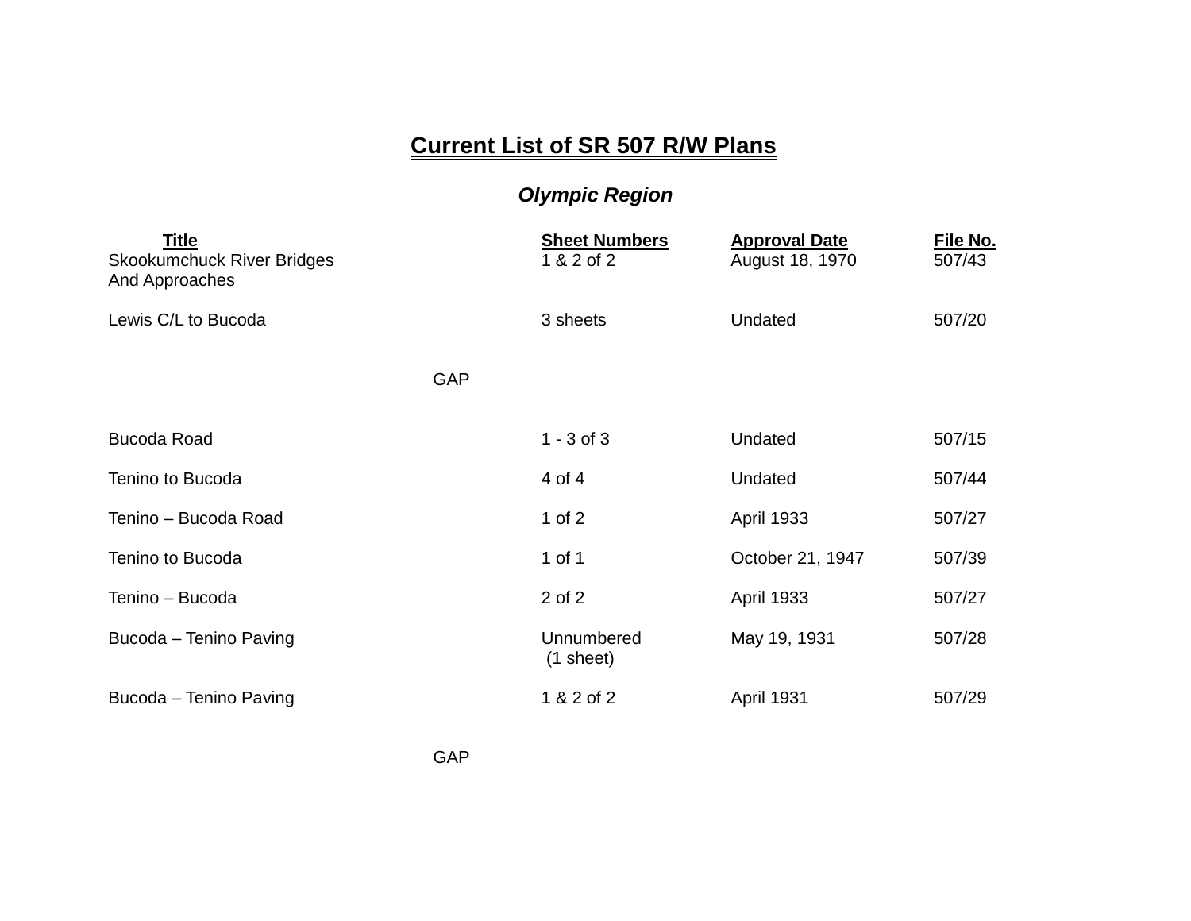# Current List of SR 507 R/W Plans

## *Olympic Region*

| Title | Sheet Numbers | Approval Date | File No. |
|---|---|---|---|
| Skookumchuck River Bridges And Approaches | 1 & 2 of 2 | August 18, 1970 | 507/43 |
| Lewis C/L to Bucoda | 3 sheets | Undated | 507/20 |
| GAP | | | |
| Bucoda Road | 1 - 3 of 3 | Undated | 507/15 |
| Tenino to Bucoda | 4 of 4 | Undated | 507/44 |
| Tenino – Bucoda Road | 1 of 2 | April 1933 | 507/27 |
| Tenino to Bucoda | 1 of 1 | October 21, 1947 | 507/39 |
| Tenino – Bucoda | 2 of 2 | April 1933 | 507/27 |
| Bucoda – Tenino Paving | Unnumbered (1 sheet) | May 19, 1931 | 507/28 |
| Bucoda – Tenino Paving | 1 & 2 of 2 | April 1931 | 507/29 |
| GAP | | | |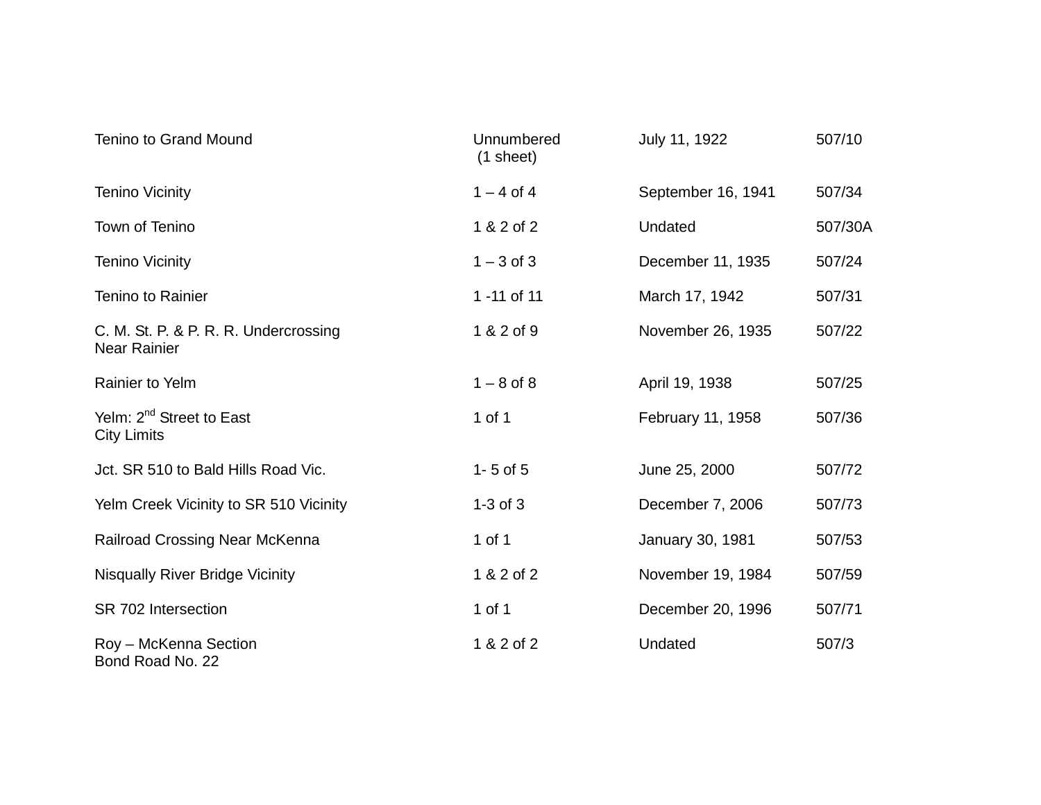| | | | |
|---|---|---|---|
| Tenino to Grand Mound | Unnumbered (1 sheet) | July 11, 1922 | 507/10 |
| Tenino Vicinity | 1 – 4 of 4 | September 16, 1941 | 507/34 |
| Town of Tenino | 1 & 2 of 2 | Undated | 507/30A |
| Tenino Vicinity | 1 – 3 of 3 | December 11, 1935 | 507/24 |
| Tenino to Rainier | 1 -11 of 11 | March 17, 1942 | 507/31 |
| C. M. St. P. & P. R. R. Undercrossing Near Rainier | 1 & 2 of 9 | November 26, 1935 | 507/22 |
| Rainier to Yelm | 1 – 8 of 8 | April 19, 1938 | 507/25 |
| Yelm: 2nd Street to East City Limits | 1 of 1 | February 11, 1958 | 507/36 |
| Jct. SR 510 to Bald Hills Road Vic. | 1- 5 of 5 | June 25, 2000 | 507/72 |
| Yelm Creek Vicinity to SR 510 Vicinity | 1-3 of 3 | December 7, 2006 | 507/73 |
| Railroad Crossing Near McKenna | 1 of 1 | January 30, 1981 | 507/53 |
| Nisqually River Bridge Vicinity | 1 & 2 of 2 | November 19, 1984 | 507/59 |
| SR 702 Intersection | 1 of 1 | December 20, 1996 | 507/71 |
| Roy – McKenna Section Bond Road No. 22 | 1 & 2 of 2 | Undated | 507/3 |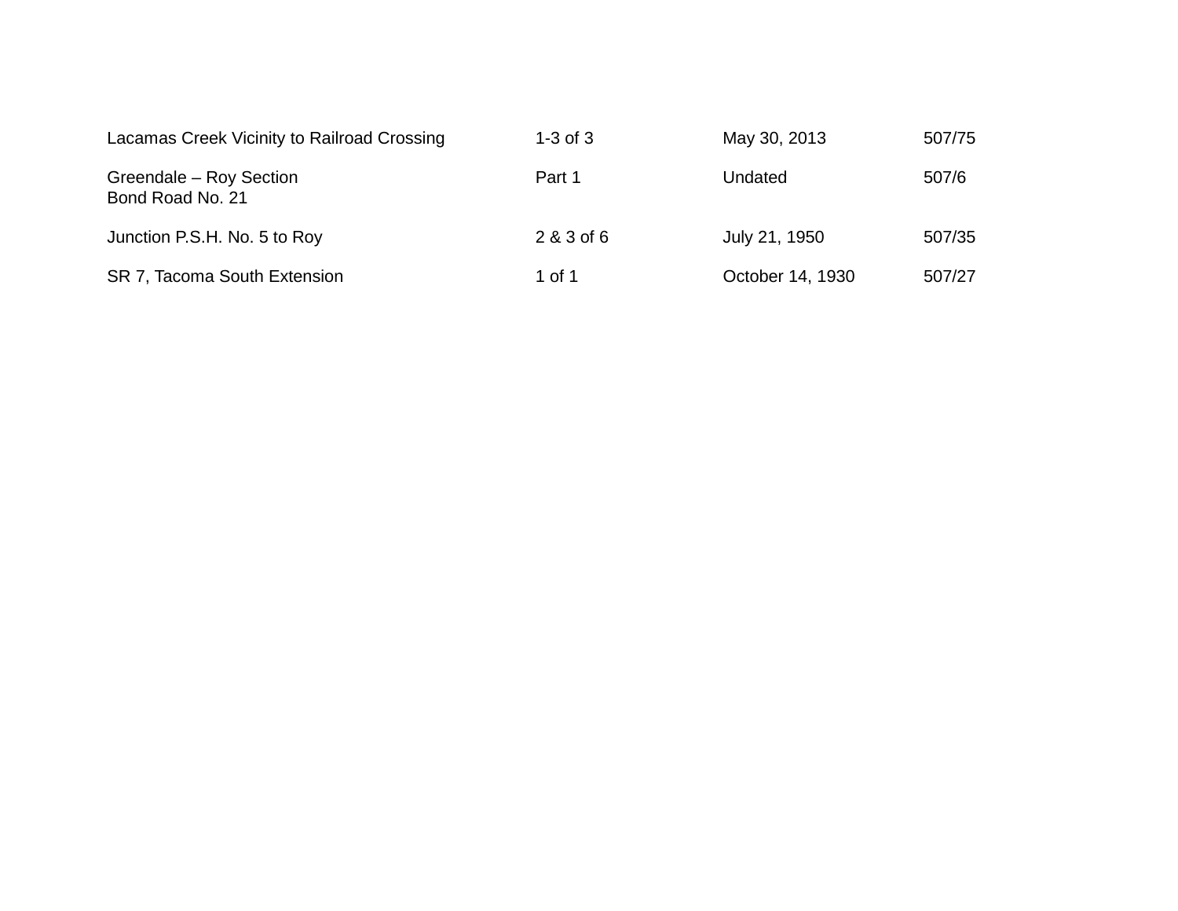| | | | |
|---|---|---|---|
| Lacamas Creek Vicinity to Railroad Crossing | 1-3 of 3 | May 30, 2013 | 507/75 |
| Greendale – Roy Section<br>Bond Road No. 21 | Part 1 | Undated | 507/6 |
| Junction P.S.H. No. 5 to Roy | 2 & 3 of 6 | July 21, 1950 | 507/35 |
| SR 7, Tacoma South Extension | 1 of 1 | October 14, 1930 | 507/27 |